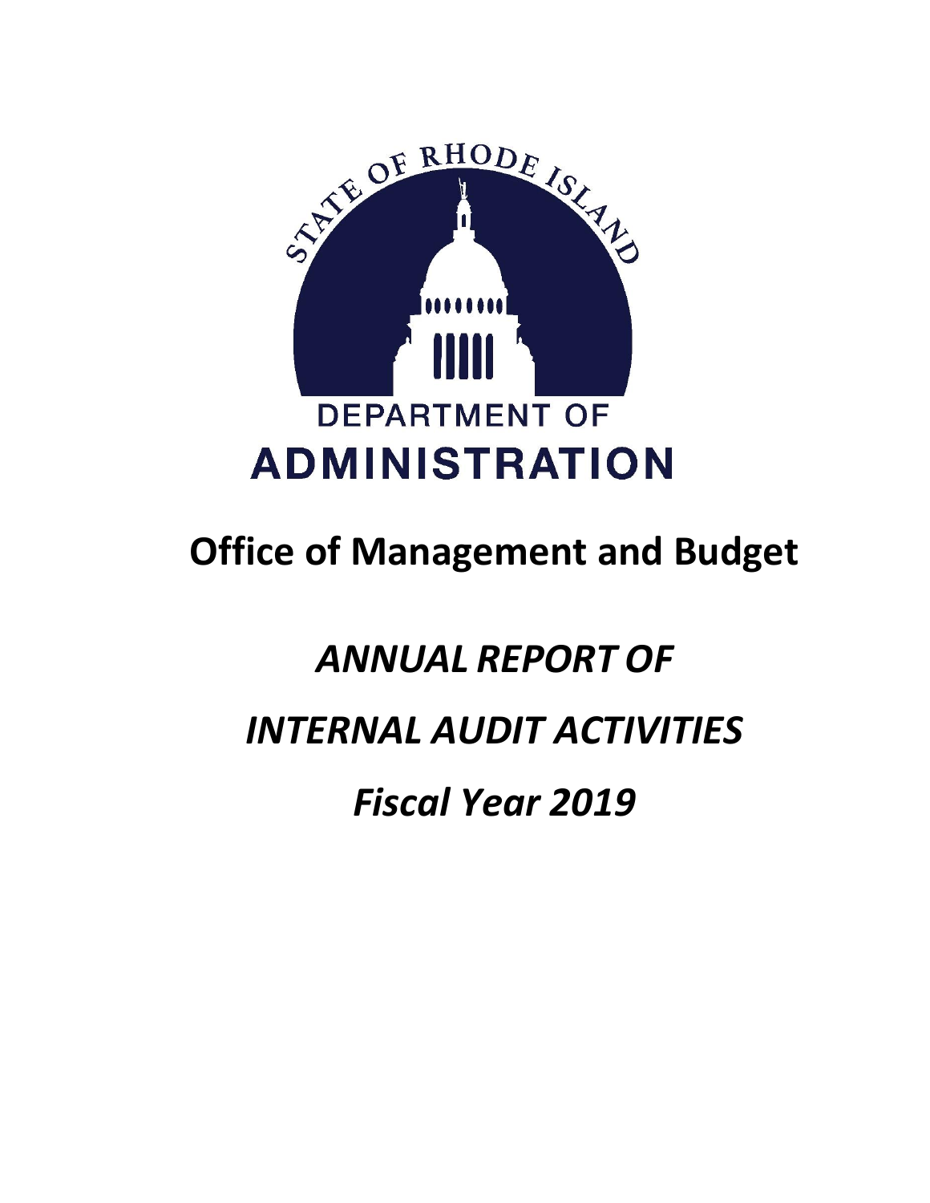STATE OF RHODE ISLAND

DEPARTMENT OF

ADMINISTRATION

# Office of Management and Budget

## *ANNUAL REPORT OF*

## *INTERNAL AUDIT ACTIVITIES*

## *Fiscal Year 2019*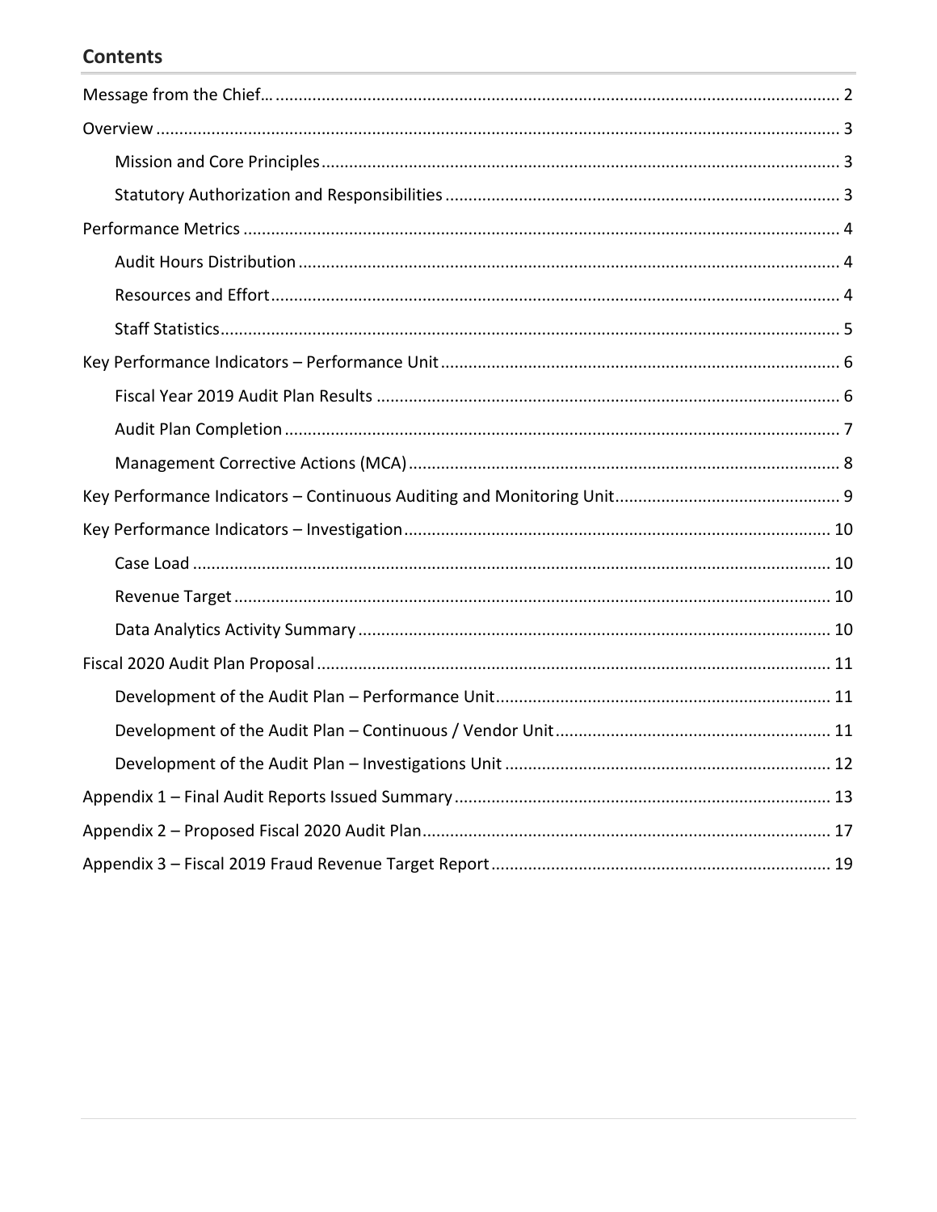## Contents

Message from the Chief… ........................................................................................................................ 2

Overview .................................................................................................................................................. 3

- Mission and Core Principles ................................................................................................................ 3
- Statutory Authorization and Responsibilities ..................................................................................... 3

Performance Metrics ................................................................................................................................ 4

- Audit Hours Distribution ..................................................................................................................... 4
- Resources and Effort ........................................................................................................................... 4
- Staff Statistics ...................................................................................................................................... 5

Key Performance Indicators – Performance Unit ...................................................................................... 6

- Fiscal Year 2019 Audit Plan Results ................................................................................................... 6
- Audit Plan Completion ........................................................................................................................ 7
- Management Corrective Actions (MCA) ............................................................................................. 8

Key Performance Indicators – Continuous Auditing and Monitoring Unit ................................................ 9

Key Performance Indicators – Investigation ............................................................................................ 10

- Case Load .......................................................................................................................................... 10
- Revenue Target ................................................................................................................................. 10
- Data Analytics Activity Summary ...................................................................................................... 10

Fiscal 2020 Audit Plan Proposal ............................................................................................................... 11

- Development of the Audit Plan – Performance Unit ......................................................................... 11
- Development of the Audit Plan – Continuous / Vendor Unit ............................................................ 11
- Development of the Audit Plan – Investigations Unit ....................................................................... 12

Appendix 1 – Final Audit Reports Issued Summary ................................................................................. 13

Appendix 2 – Proposed Fiscal 2020 Audit Plan ........................................................................................ 17

Appendix 3 – Fiscal 2019 Fraud Revenue Target Report ......................................................................... 19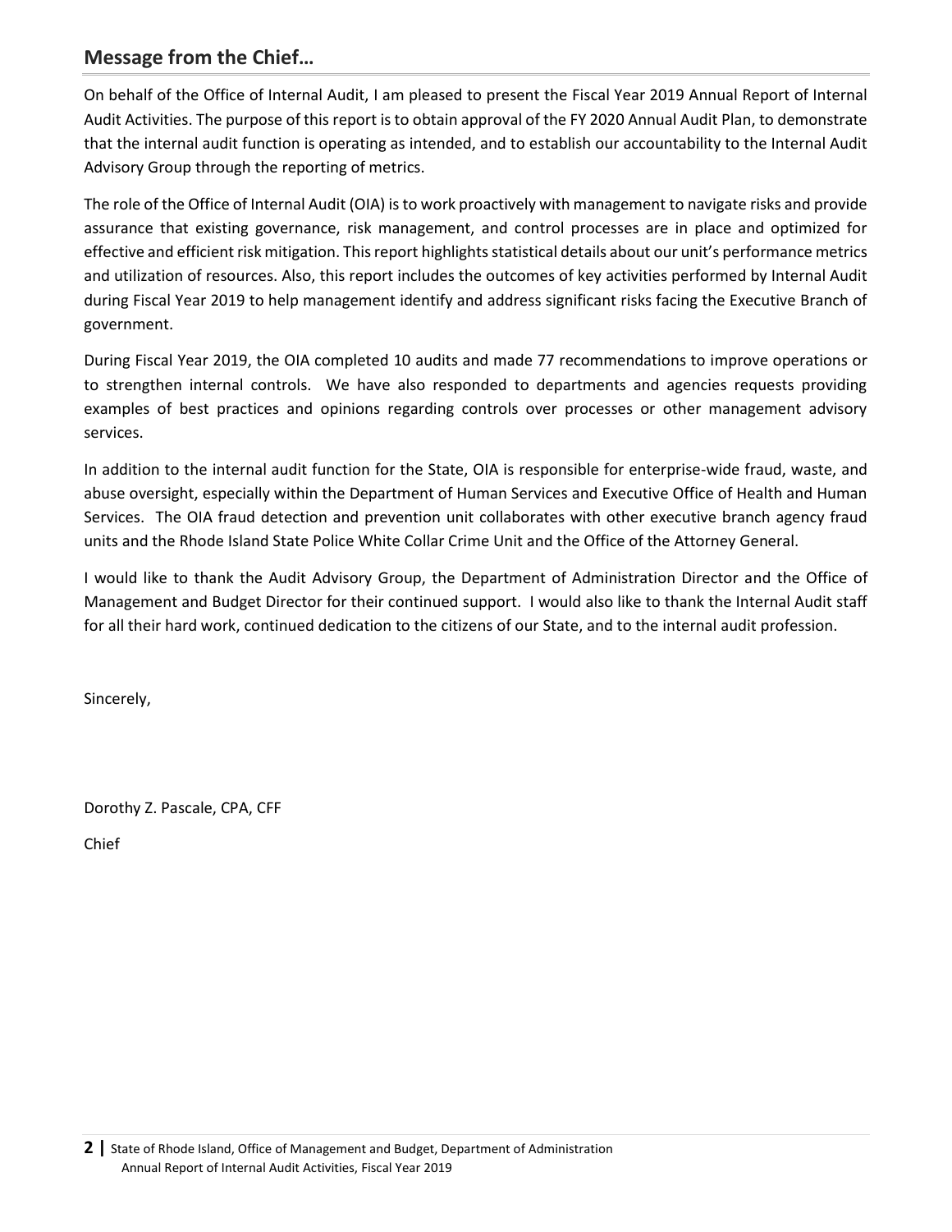## Message from the Chief…

On behalf of the Office of Internal Audit, I am pleased to present the Fiscal Year 2019 Annual Report of Internal Audit Activities. The purpose of this report is to obtain approval of the FY 2020 Annual Audit Plan, to demonstrate that the internal audit function is operating as intended, and to establish our accountability to the Internal Audit Advisory Group through the reporting of metrics.

The role of the Office of Internal Audit (OIA) is to work proactively with management to navigate risks and provide assurance that existing governance, risk management, and control processes are in place and optimized for effective and efficient risk mitigation. This report highlights statistical details about our unit's performance metrics and utilization of resources. Also, this report includes the outcomes of key activities performed by Internal Audit during Fiscal Year 2019 to help management identify and address significant risks facing the Executive Branch of government.

During Fiscal Year 2019, the OIA completed 10 audits and made 77 recommendations to improve operations or to strengthen internal controls. We have also responded to departments and agencies requests providing examples of best practices and opinions regarding controls over processes or other management advisory services.

In addition to the internal audit function for the State, OIA is responsible for enterprise-wide fraud, waste, and abuse oversight, especially within the Department of Human Services and Executive Office of Health and Human Services. The OIA fraud detection and prevention unit collaborates with other executive branch agency fraud units and the Rhode Island State Police White Collar Crime Unit and the Office of the Attorney General.

I would like to thank the Audit Advisory Group, the Department of Administration Director and the Office of Management and Budget Director for their continued support. I would also like to thank the Internal Audit staff for all their hard work, continued dedication to the citizens of our State, and to the internal audit profession.

Sincerely,

Dorothy Z. Pascale, CPA, CFF

Chief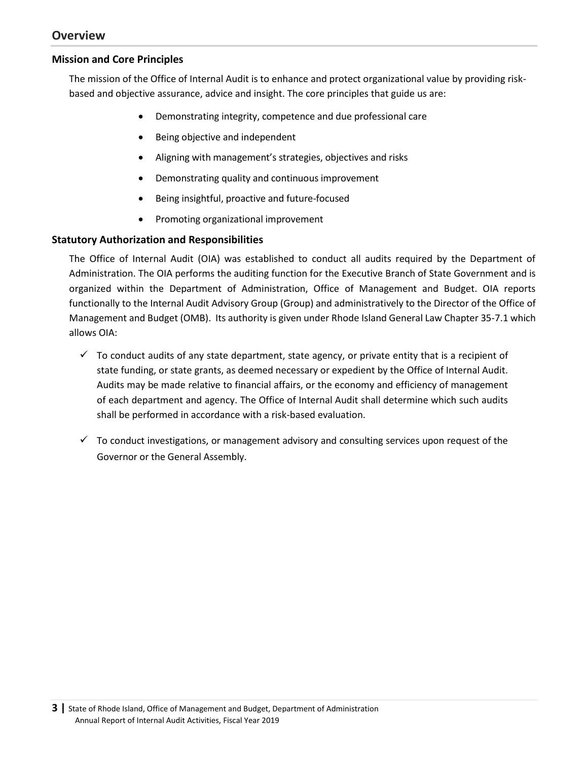## Overview

### Mission and Core Principles

The mission of the Office of Internal Audit is to enhance and protect organizational value by providing risk-based and objective assurance, advice and insight. The core principles that guide us are:

- Demonstrating integrity, competence and due professional care
- Being objective and independent
- Aligning with management's strategies, objectives and risks
- Demonstrating quality and continuous improvement
- Being insightful, proactive and future-focused
- Promoting organizational improvement

### Statutory Authorization and Responsibilities

The Office of Internal Audit (OIA) was established to conduct all audits required by the Department of Administration. The OIA performs the auditing function for the Executive Branch of State Government and is organized within the Department of Administration, Office of Management and Budget. OIA reports functionally to the Internal Audit Advisory Group (Group) and administratively to the Director of the Office of Management and Budget (OMB). Its authority is given under Rhode Island General Law Chapter 35-7.1 which allows OIA:

- ✓ To conduct audits of any state department, state agency, or private entity that is a recipient of state funding, or state grants, as deemed necessary or expedient by the Office of Internal Audit. Audits may be made relative to financial affairs, or the economy and efficiency of management of each department and agency. The Office of Internal Audit shall determine which such audits shall be performed in accordance with a risk-based evaluation.
- ✓ To conduct investigations, or management advisory and consulting services upon request of the Governor or the General Assembly.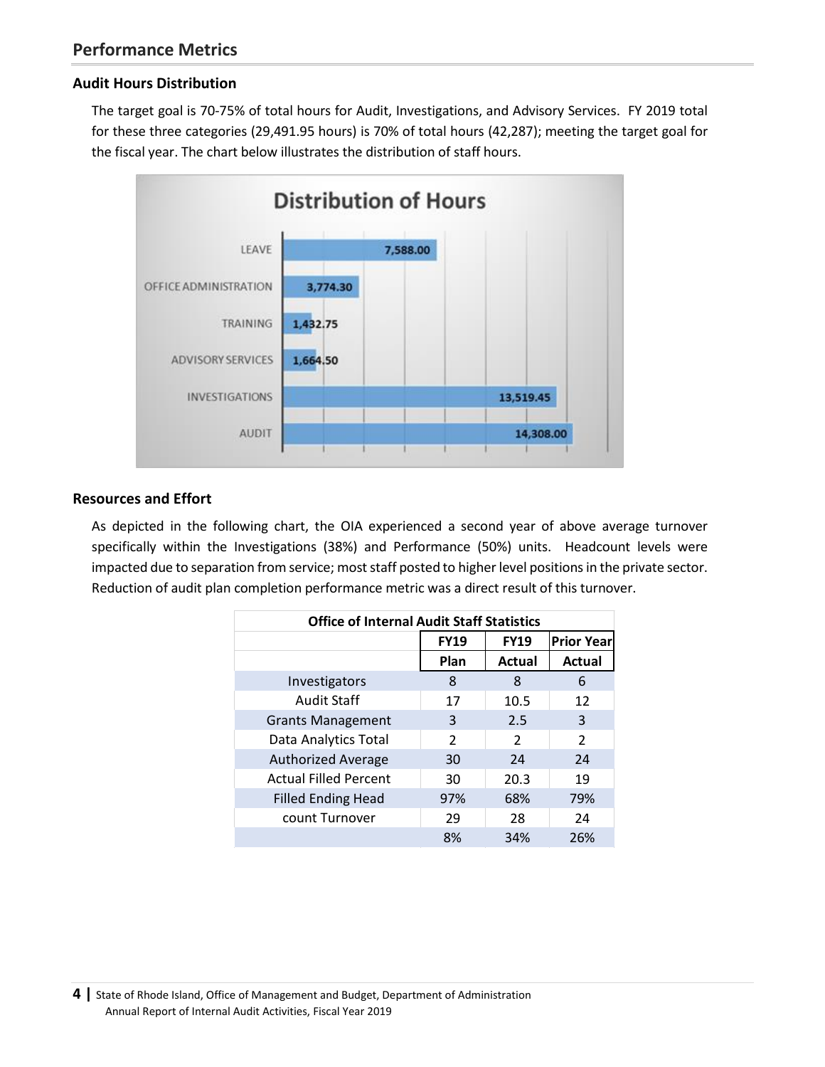## Performance Metrics

### Audit Hours Distribution

The target goal is 70-75% of total hours for Audit, Investigations, and Advisory Services. FY 2019 total for these three categories (29,491.95 hours) is 70% of total hours (42,287); meeting the target goal for the fiscal year. The chart below illustrates the distribution of staff hours.

**Distribution of Hours**

| Category | Hours |
|---|---|
| LEAVE | 7,588.00 |
| OFFICE ADMINISTRATION | 3,774.30 |
| TRAINING | 1,432.75 |
| ADVISORY SERVICES | 1,664.50 |
| INVESTIGATIONS | 13,519.45 |
| AUDIT | 14,308.00 |

### Resources and Effort

As depicted in the following chart, the OIA experienced a second year of above average turnover specifically within the Investigations (38%) and Performance (50%) units. Headcount levels were impacted due to separation from service; most staff posted to higher level positions in the private sector. Reduction of audit plan completion performance metric was a direct result of this turnover.

**Office of Internal Audit Staff Statistics**

| | FY19 Plan | FY19 Actual | Prior Year Actual |
|---|---|---|---|
| Investigators | 8 | 8 | 6 |
| Audit Staff | 17 | 10.5 | 12 |
| Grants Management | 3 | 2.5 | 3 |
| Data Analytics Total | 2 | 2 | 2 |
| Authorized Average | 30 | 24 | 24 |
| Actual Filled Percent | 30 | 20.3 | 19 |
| Filled Ending Head | 97% | 68% | 79% |
| count Turnover | 29 | 28 | 24 |
| | 8% | 34% | 26% |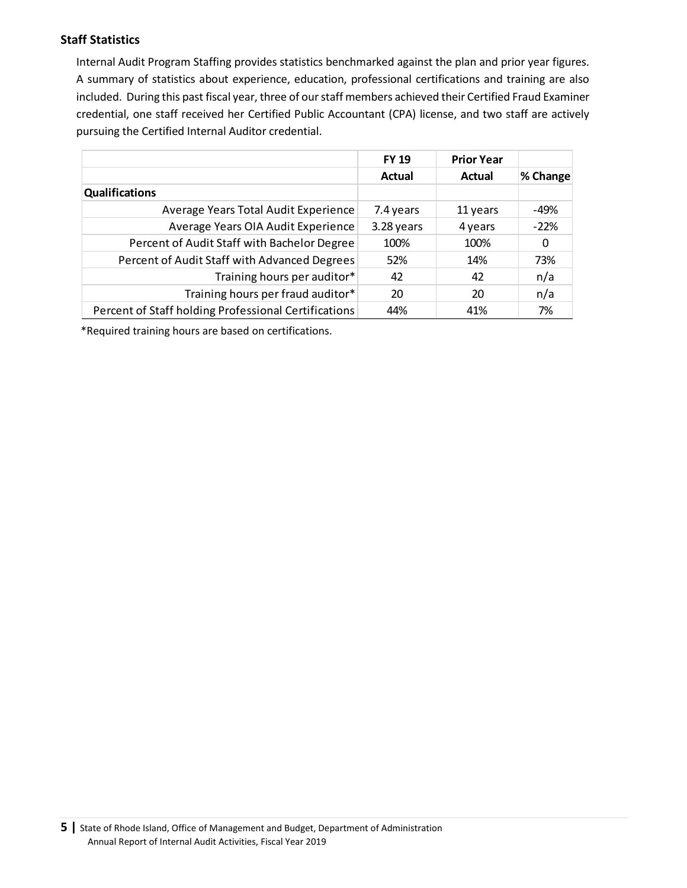### Staff Statistics

Internal Audit Program Staffing provides statistics benchmarked against the plan and prior year figures. A summary of statistics about experience, education, professional certifications and training are also included. During this past fiscal year, three of our staff members achieved their Certified Fraud Examiner credential, one staff received her Certified Public Accountant (CPA) license, and two staff are actively pursuing the Certified Internal Auditor credential.

| | FY 19 Actual | Prior Year Actual | % Change |
|---|---|---|---|
| **Qualifications** | | | |
| Average Years Total Audit Experience | 7.4 years | 11 years | -49% |
| Average Years OIA Audit Experience | 3.28 years | 4 years | -22% |
| Percent of Audit Staff with Bachelor Degree | 100% | 100% | 0 |
| Percent of Audit Staff with Advanced Degrees | 52% | 14% | 73% |
| Training hours per auditor* | 42 | 42 | n/a |
| Training hours per fraud auditor* | 20 | 20 | n/a |
| Percent of Staff holding Professional Certifications | 44% | 41% | 7% |

*Required training hours are based on certifications.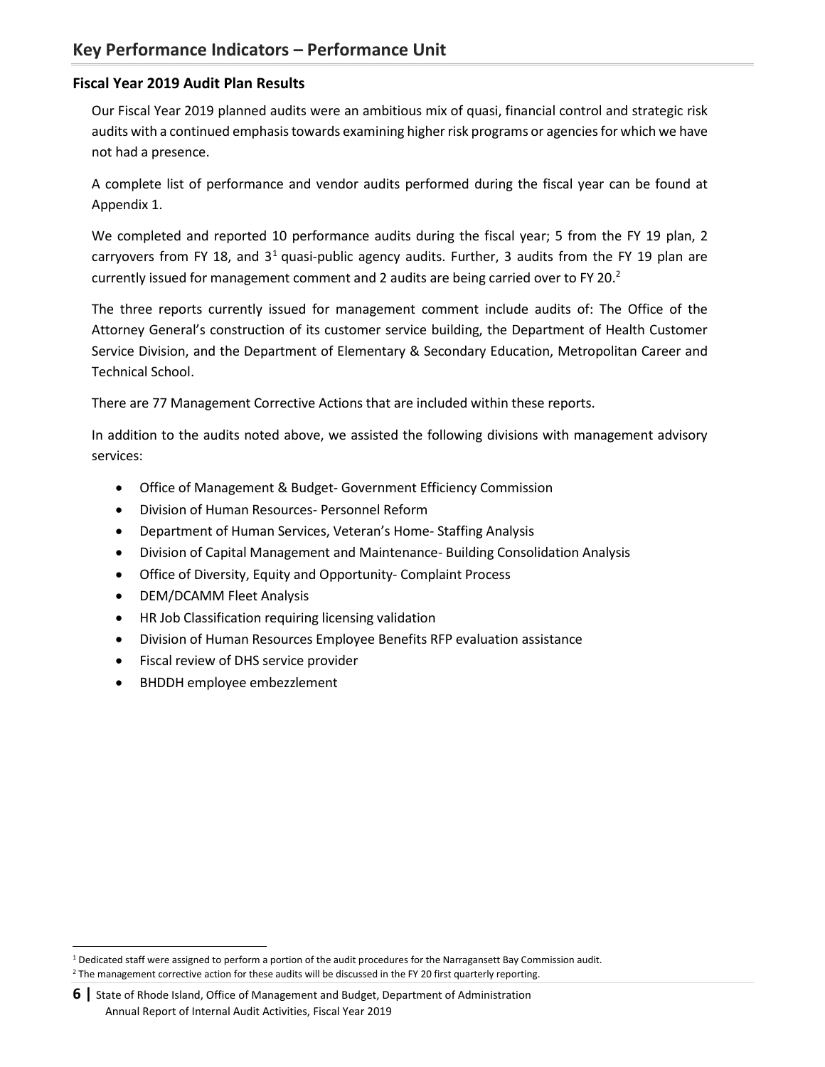## Key Performance Indicators – Performance Unit

### Fiscal Year 2019 Audit Plan Results

Our Fiscal Year 2019 planned audits were an ambitious mix of quasi, financial control and strategic risk audits with a continued emphasis towards examining higher risk programs or agencies for which we have not had a presence.

A complete list of performance and vendor audits performed during the fiscal year can be found at Appendix 1.

We completed and reported 10 performance audits during the fiscal year; 5 from the FY 19 plan, 2 carryovers from FY 18, and 3[1] quasi-public agency audits. Further, 3 audits from the FY 19 plan are currently issued for management comment and 2 audits are being carried over to FY 20.[2]

The three reports currently issued for management comment include audits of: The Office of the Attorney General's construction of its customer service building, the Department of Health Customer Service Division, and the Department of Elementary & Secondary Education, Metropolitan Career and Technical School.

There are 77 Management Corrective Actions that are included within these reports.

In addition to the audits noted above, we assisted the following divisions with management advisory services:

- Office of Management & Budget- Government Efficiency Commission
- Division of Human Resources- Personnel Reform
- Department of Human Services, Veteran's Home- Staffing Analysis
- Division of Capital Management and Maintenance- Building Consolidation Analysis
- Office of Diversity, Equity and Opportunity- Complaint Process
- DEM/DCAMM Fleet Analysis
- HR Job Classification requiring licensing validation
- Division of Human Resources Employee Benefits RFP evaluation assistance
- Fiscal review of DHS service provider
- BHDDH employee embezzlement

[1] Dedicated staff were assigned to perform a portion of the audit procedures for the Narragansett Bay Commission audit.

[2] The management corrective action for these audits will be discussed in the FY 20 first quarterly reporting.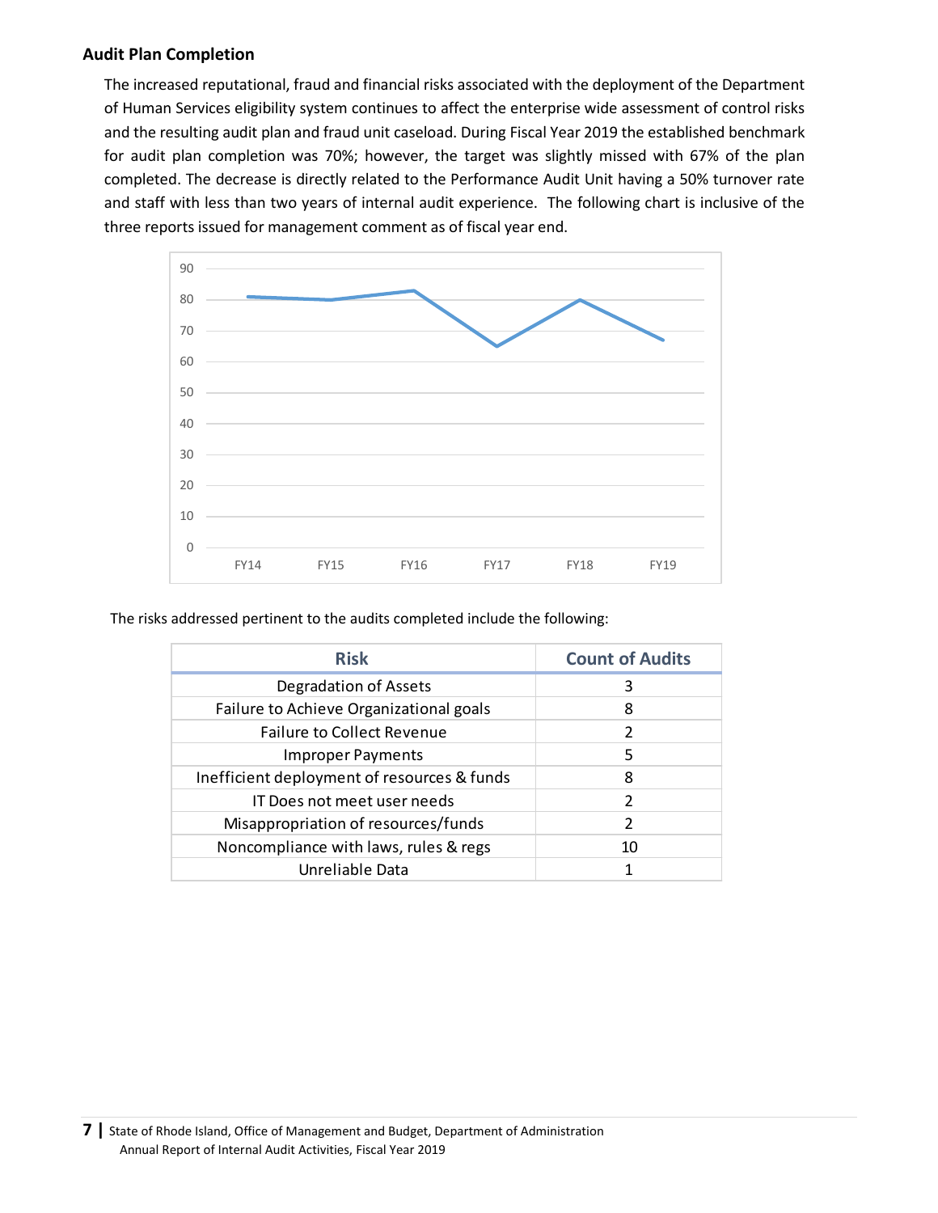### Audit Plan Completion

The increased reputational, fraud and financial risks associated with the deployment of the Department of Human Services eligibility system continues to affect the enterprise wide assessment of control risks and the resulting audit plan and fraud unit caseload. During Fiscal Year 2019 the established benchmark for audit plan completion was 70%; however, the target was slightly missed with 67% of the plan completed. The decrease is directly related to the Performance Audit Unit having a 50% turnover rate and staff with less than two years of internal audit experience. The following chart is inclusive of the three reports issued for management comment as of fiscal year end.

The risks addressed pertinent to the audits completed include the following:

| Risk | Count of Audits |
|---|---|
| Degradation of Assets | 3 |
| Failure to Achieve Organizational goals | 8 |
| Failure to Collect Revenue | 2 |
| Improper Payments | 5 |
| Inefficient deployment of resources & funds | 8 |
| IT Does not meet user needs | 2 |
| Misappropriation of resources/funds | 2 |
| Noncompliance with laws, rules & regs | 10 |
| Unreliable Data | 1 |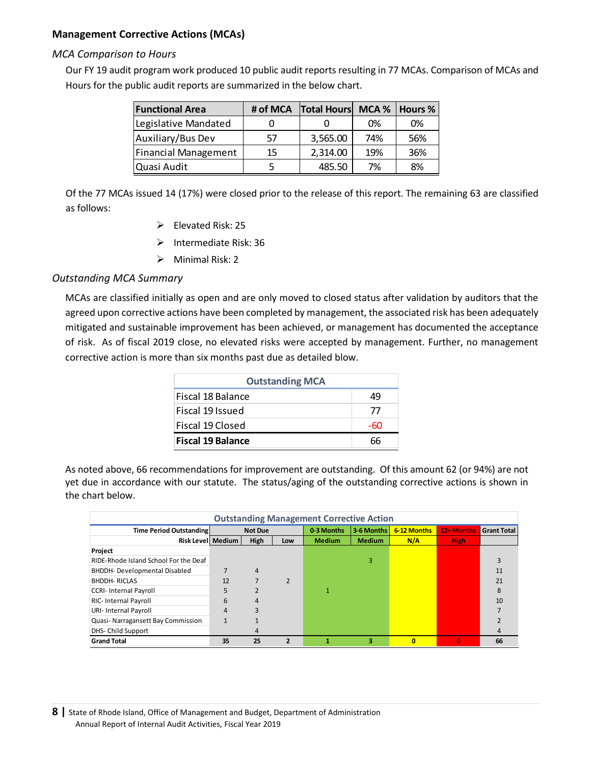## Management Corrective Actions (MCAs)

### *MCA Comparison to Hours*

Our FY 19 audit program work produced 10 public audit reports resulting in 77 MCAs. Comparison of MCAs and Hours for the public audit reports are summarized in the below chart.

| Functional Area | # of MCA | Total Hours | MCA % | Hours % |
|---|---|---|---|---|
| Legislative Mandated | 0 | 0 | 0% | 0% |
| Auxiliary/Bus Dev | 57 | 3,565.00 | 74% | 56% |
| Financial Management | 15 | 2,314.00 | 19% | 36% |
| Quasi Audit | 5 | 485.50 | 7% | 8% |

Of the 77 MCAs issued 14 (17%) were closed prior to the release of this report. The remaining 63 are classified as follows:

- Elevated Risk: 25
- Intermediate Risk: 36
- Minimal Risk: 2

### *Outstanding MCA Summary*

MCAs are classified initially as open and are only moved to closed status after validation by auditors that the agreed upon corrective actions have been completed by management, the associated risk has been adequately mitigated and sustainable improvement has been achieved, or management has documented the acceptance of risk. As of fiscal 2019 close, no elevated risks were accepted by management. Further, no management corrective action is more than six months past due as detailed blow.

| Outstanding MCA | |
|---|---|
| Fiscal 18 Balance | 49 |
| Fiscal 19 Issued | 77 |
| Fiscal 19 Closed | -60 |
| **Fiscal 19 Balance** | 66 |

As noted above, 66 recommendations for improvement are outstanding. Of this amount 62 (or 94%) are not yet due in accordance with our statute. The status/aging of the outstanding corrective actions is shown in the chart below.

**Outstanding Management Corrective Action**

| Time Period Outstanding | Not Due | | | 0-3 Months | 3-6 Months | 6-12 Months | 12+ Months | Grant Total |
|---|---|---|---|---|---|---|---|---|
| Risk Level | Medium | High | Low | Medium | Medium | N/A | High | |
| **Project** | | | | | | | | |
| RIDE-Rhode Island School For the Deaf | | | | | 3 | | | 3 |
| BHDDH- Developmental Disabled | 7 | 4 | | | | | | 11 |
| BHDDH- RICLAS | 12 | 7 | 2 | | | | | 21 |
| CCRI- Internal Payroll | 5 | 2 | | 1 | | | | 8 |
| RIC- Internal Payroll | 6 | 4 | | | | | | 10 |
| URI- Internal Payroll | 4 | 3 | | | | | | 7 |
| Quasi- Narragansett Bay Commission | 1 | 1 | | | | | | 2 |
| DHS- Child Support | | 4 | | | | | | 4 |
| **Grand Total** | **35** | **25** | **2** | **1** | **3** | **0** | **0** | **66** |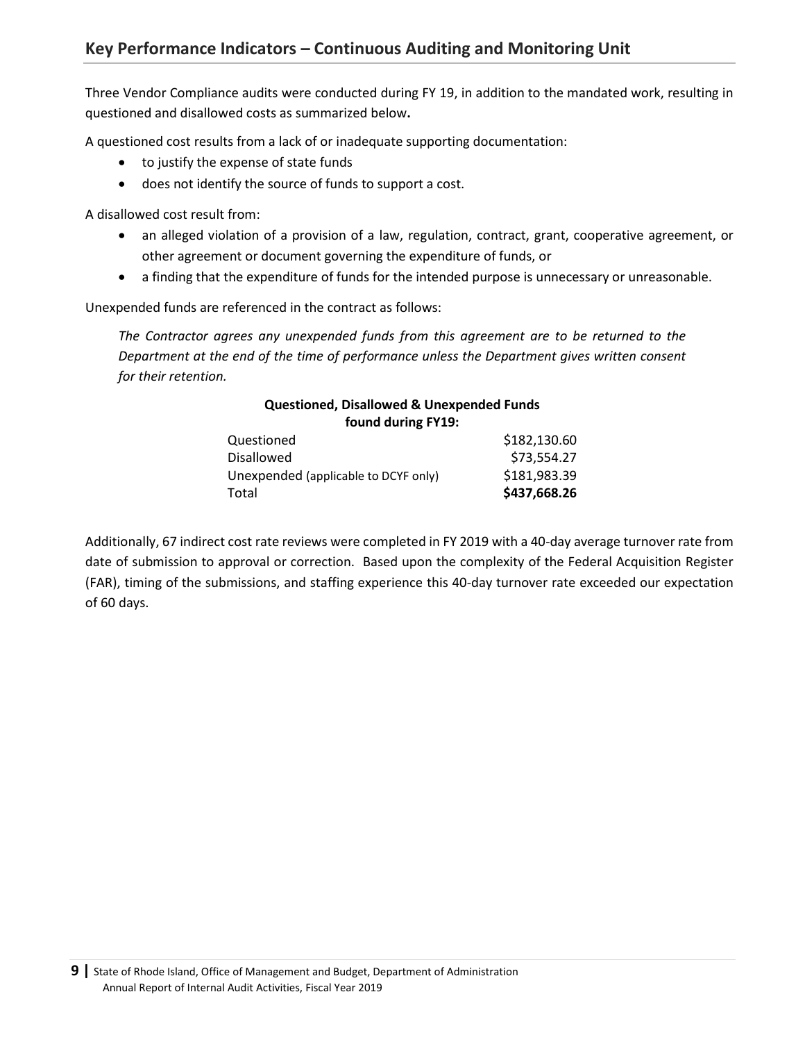## Key Performance Indicators – Continuous Auditing and Monitoring Unit

Three Vendor Compliance audits were conducted during FY 19, in addition to the mandated work, resulting in questioned and disallowed costs as summarized below**.**

A questioned cost results from a lack of or inadequate supporting documentation:

- to justify the expense of state funds
- does not identify the source of funds to support a cost.

A disallowed cost result from:

- an alleged violation of a provision of a law, regulation, contract, grant, cooperative agreement, or other agreement or document governing the expenditure of funds, or
- a finding that the expenditure of funds for the intended purpose is unnecessary or unreasonable.

Unexpended funds are referenced in the contract as follows:

> *The Contractor agrees any unexpended funds from this agreement are to be returned to the Department at the end of the time of performance unless the Department gives written consent for their retention.*

**Questioned, Disallowed & Unexpended Funds found during FY19:**

| | |
|---|---|
| Questioned | $182,130.60 |
| Disallowed | $73,554.27 |
| Unexpended (applicable to DCYF only) | $181,983.39 |
| Total | **$437,668.26** |

Additionally, 67 indirect cost rate reviews were completed in FY 2019 with a 40-day average turnover rate from date of submission to approval or correction. Based upon the complexity of the Federal Acquisition Register (FAR), timing of the submissions, and staffing experience this 40-day turnover rate exceeded our expectation of 60 days.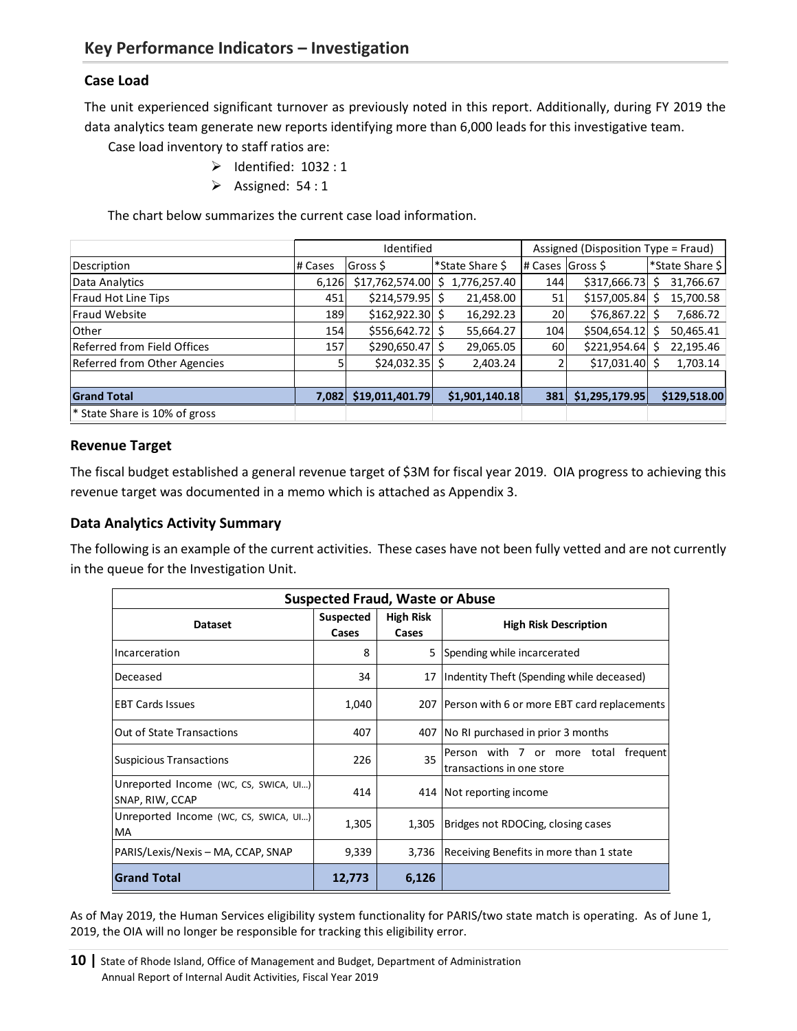## Key Performance Indicators – Investigation

### Case Load

The unit experienced significant turnover as previously noted in this report. Additionally, during FY 2019 the data analytics team generate new reports identifying more than 6,000 leads for this investigative team.

Case load inventory to staff ratios are:

- Identified: 1032 : 1
- Assigned: 54 : 1

The chart below summarizes the current case load information.

| | Identified | | | Assigned (Disposition Type = Fraud) | | |
|---|---|---|---|---|---|---|
| Description | # Cases | Gross $ | *State Share $ | # Cases | Gross $ | *State Share $ |
| Data Analytics | 6,126 | $17,762,574.00 | $ 1,776,257.40 | 144 | $317,666.73 | $ 31,766.67 |
| Fraud Hot Line Tips | 451 | $214,579.95 | $ 21,458.00 | 51 | $157,005.84 | $ 15,700.58 |
| Fraud Website | 189 | $162,922.30 | $ 16,292.23 | 20 | $76,867.22 | $ 7,686.72 |
| Other | 154 | $556,642.72 | $ 55,664.27 | 104 | $504,654.12 | $ 50,465.41 |
| Referred from Field Offices | 157 | $290,650.47 | $ 29,065.05 | 60 | $221,954.64 | $ 22,195.46 |
| Referred from Other Agencies | 5 | $24,032.35 | $ 2,403.24 | 2 | $17,031.40 | $ 1,703.14 |
| | | | | | | |
| **Grand Total** | **7,082** | **$19,011,401.79** | **$1,901,140.18** | **381** | **$1,295,179.95** | **$129,518.00** |
| * State Share is 10% of gross | | | | | | |

### Revenue Target

The fiscal budget established a general revenue target of $3M for fiscal year 2019. OIA progress to achieving this revenue target was documented in a memo which is attached as Appendix 3.

### Data Analytics Activity Summary

The following is an example of the current activities. These cases have not been fully vetted and are not currently in the queue for the Investigation Unit.

| Suspected Fraud, Waste or Abuse | | | |
|---|---|---|---|
| **Dataset** | **Suspected Cases** | **High Risk Cases** | **High Risk Description** |
| Incarceration | 8 | 5 | Spending while incarcerated |
| Deceased | 34 | 17 | Indentity Theft (Spending while deceased) |
| EBT Cards Issues | 1,040 | 207 | Person with 6 or more EBT card replacements |
| Out of State Transactions | 407 | 407 | No RI purchased in prior 3 months |
| Suspicious Transactions | 226 | 35 | Person with 7 or more total frequent transactions in one store |
| Unreported Income (WC, CS, SWICA, UI…) SNAP, RIW, CCAP | 414 | 414 | Not reporting income |
| Unreported Income (WC, CS, SWICA, UI…) MA | 1,305 | 1,305 | Bridges not RDOCing, closing cases |
| PARIS/Lexis/Nexis – MA, CCAP, SNAP | 9,339 | 3,736 | Receiving Benefits in more than 1 state |
| **Grand Total** | **12,773** | **6,126** | |

As of May 2019, the Human Services eligibility system functionality for PARIS/two state match is operating. As of June 1, 2019, the OIA will no longer be responsible for tracking this eligibility error.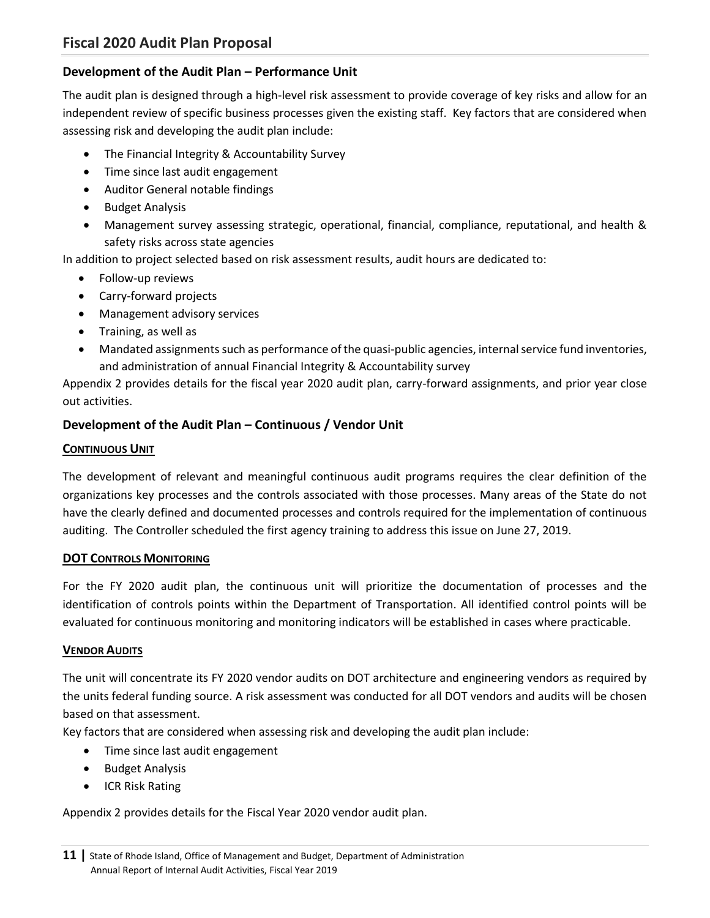# Fiscal 2020 Audit Plan Proposal

## Development of the Audit Plan – Performance Unit

The audit plan is designed through a high-level risk assessment to provide coverage of key risks and allow for an independent review of specific business processes given the existing staff. Key factors that are considered when assessing risk and developing the audit plan include:

- The Financial Integrity & Accountability Survey
- Time since last audit engagement
- Auditor General notable findings
- Budget Analysis
- Management survey assessing strategic, operational, financial, compliance, reputational, and health & safety risks across state agencies

In addition to project selected based on risk assessment results, audit hours are dedicated to:

- Follow-up reviews
- Carry-forward projects
- Management advisory services
- Training, as well as
- Mandated assignments such as performance of the quasi-public agencies, internal service fund inventories, and administration of annual Financial Integrity & Accountability survey

Appendix 2 provides details for the fiscal year 2020 audit plan, carry-forward assignments, and prior year close out activities.

## Development of the Audit Plan – Continuous / Vendor Unit

### CONTINUOUS UNIT

The development of relevant and meaningful continuous audit programs requires the clear definition of the organizations key processes and the controls associated with those processes. Many areas of the State do not have the clearly defined and documented processes and controls required for the implementation of continuous auditing. The Controller scheduled the first agency training to address this issue on June 27, 2019.

### DOT CONTROLS MONITORING

For the FY 2020 audit plan, the continuous unit will prioritize the documentation of processes and the identification of controls points within the Department of Transportation. All identified control points will be evaluated for continuous monitoring and monitoring indicators will be established in cases where practicable.

### VENDOR AUDITS

The unit will concentrate its FY 2020 vendor audits on DOT architecture and engineering vendors as required by the units federal funding source. A risk assessment was conducted for all DOT vendors and audits will be chosen based on that assessment.

Key factors that are considered when assessing risk and developing the audit plan include:

- Time since last audit engagement
- Budget Analysis
- ICR Risk Rating

Appendix 2 provides details for the Fiscal Year 2020 vendor audit plan.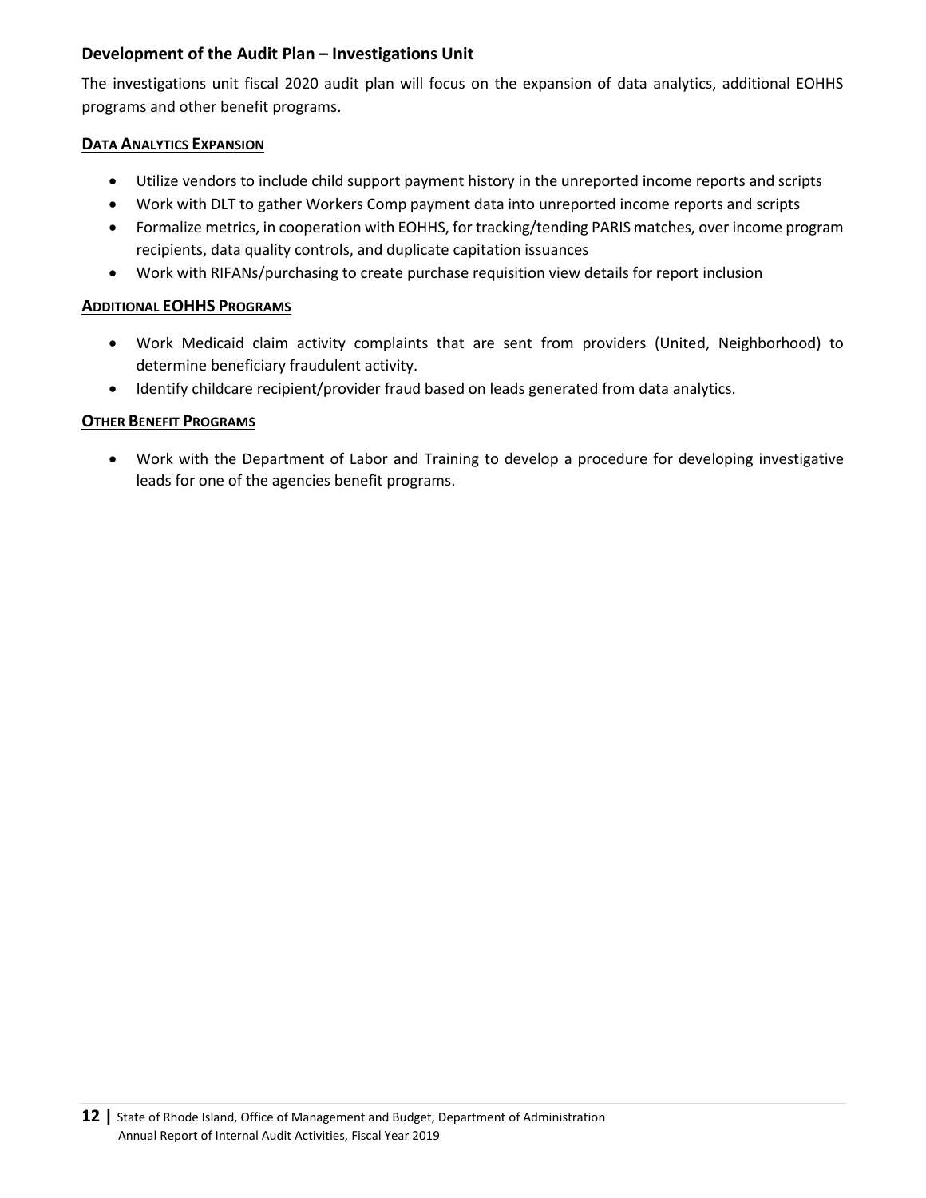## Development of the Audit Plan – Investigations Unit

The investigations unit fiscal 2020 audit plan will focus on the expansion of data analytics, additional EOHHS programs and other benefit programs.

### DATA ANALYTICS EXPANSION

- Utilize vendors to include child support payment history in the unreported income reports and scripts
- Work with DLT to gather Workers Comp payment data into unreported income reports and scripts
- Formalize metrics, in cooperation with EOHHS, for tracking/tending PARIS matches, over income program recipients, data quality controls, and duplicate capitation issuances
- Work with RIFANs/purchasing to create purchase requisition view details for report inclusion

### ADDITIONAL EOHHS PROGRAMS

- Work Medicaid claim activity complaints that are sent from providers (United, Neighborhood) to determine beneficiary fraudulent activity.
- Identify childcare recipient/provider fraud based on leads generated from data analytics.

### OTHER BENEFIT PROGRAMS

- Work with the Department of Labor and Training to develop a procedure for developing investigative leads for one of the agencies benefit programs.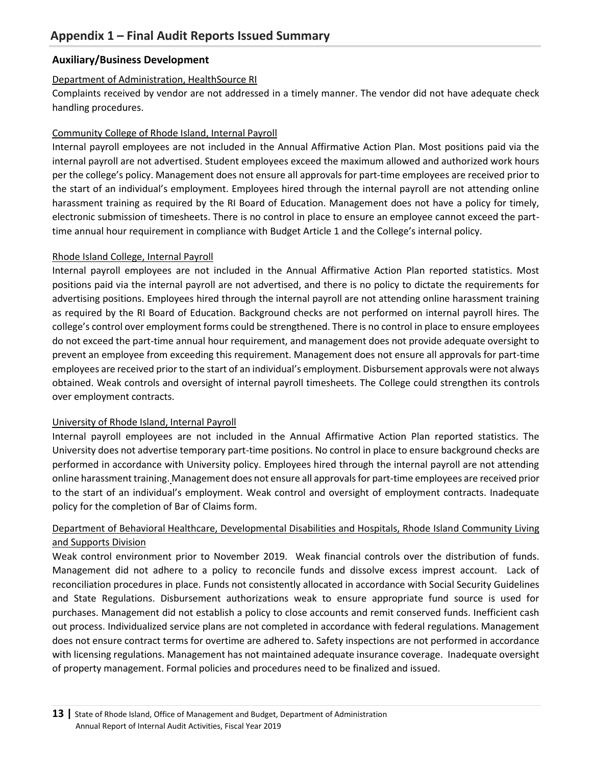## Appendix 1 – Final Audit Reports Issued Summary

### Auxiliary/Business Development

Department of Administration, HealthSource RI

Complaints received by vendor are not addressed in a timely manner. The vendor did not have adequate check handling procedures.

Community College of Rhode Island, Internal Payroll

Internal payroll employees are not included in the Annual Affirmative Action Plan. Most positions paid via the internal payroll are not advertised. Student employees exceed the maximum allowed and authorized work hours per the college's policy. Management does not ensure all approvals for part-time employees are received prior to the start of an individual's employment. Employees hired through the internal payroll are not attending online harassment training as required by the RI Board of Education. Management does not have a policy for timely, electronic submission of timesheets. There is no control in place to ensure an employee cannot exceed the part-time annual hour requirement in compliance with Budget Article 1 and the College's internal policy.

Rhode Island College, Internal Payroll

Internal payroll employees are not included in the Annual Affirmative Action Plan reported statistics. Most positions paid via the internal payroll are not advertised, and there is no policy to dictate the requirements for advertising positions. Employees hired through the internal payroll are not attending online harassment training as required by the RI Board of Education. Background checks are not performed on internal payroll hires. The college's control over employment forms could be strengthened. There is no control in place to ensure employees do not exceed the part-time annual hour requirement, and management does not provide adequate oversight to prevent an employee from exceeding this requirement. Management does not ensure all approvals for part-time employees are received prior to the start of an individual's employment. Disbursement approvals were not always obtained. Weak controls and oversight of internal payroll timesheets. The College could strengthen its controls over employment contracts.

University of Rhode Island, Internal Payroll

Internal payroll employees are not included in the Annual Affirmative Action Plan reported statistics. The University does not advertise temporary part-time positions. No control in place to ensure background checks are performed in accordance with University policy. Employees hired through the internal payroll are not attending online harassment training. Management does not ensure all approvals for part-time employees are received prior to the start of an individual's employment. Weak control and oversight of employment contracts. Inadequate policy for the completion of Bar of Claims form.

Department of Behavioral Healthcare, Developmental Disabilities and Hospitals, Rhode Island Community Living and Supports Division

Weak control environment prior to November 2019. Weak financial controls over the distribution of funds. Management did not adhere to a policy to reconcile funds and dissolve excess imprest account. Lack of reconciliation procedures in place. Funds not consistently allocated in accordance with Social Security Guidelines and State Regulations. Disbursement authorizations weak to ensure appropriate fund source is used for purchases. Management did not establish a policy to close accounts and remit conserved funds. Inefficient cash out process. Individualized service plans are not completed in accordance with federal regulations. Management does not ensure contract terms for overtime are adhered to. Safety inspections are not performed in accordance with licensing regulations. Management has not maintained adequate insurance coverage. Inadequate oversight of property management. Formal policies and procedures need to be finalized and issued.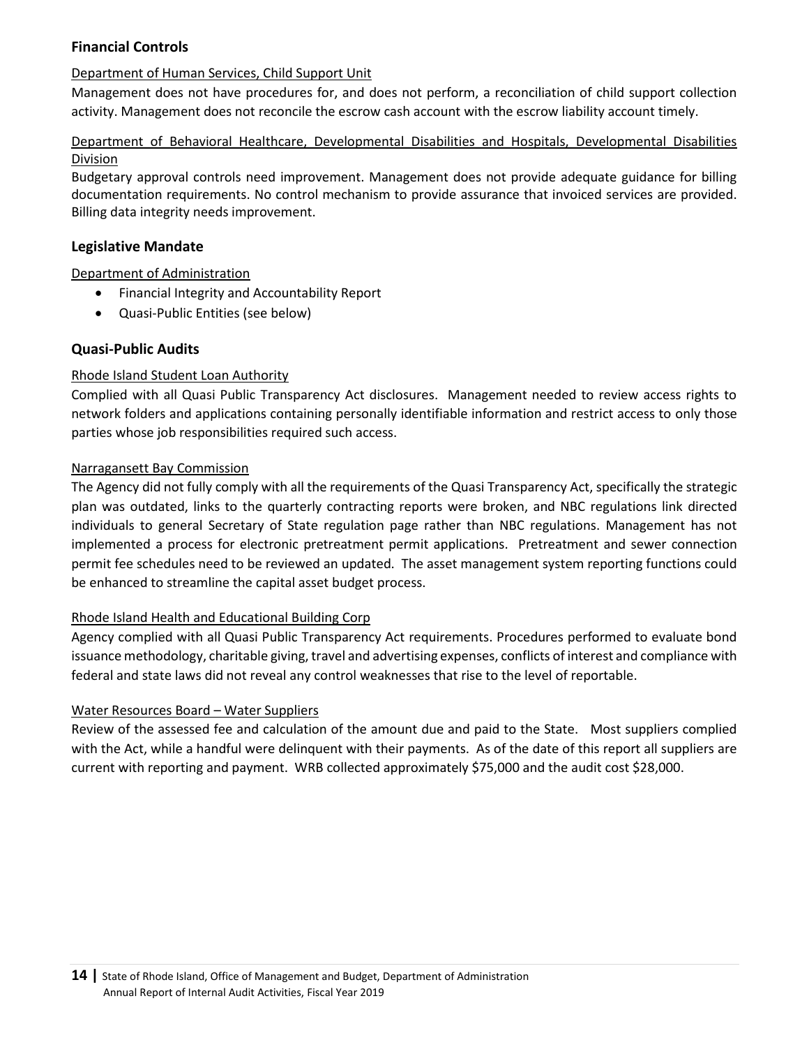## Financial Controls

Department of Human Services, Child Support Unit

Management does not have procedures for, and does not perform, a reconciliation of child support collection activity. Management does not reconcile the escrow cash account with the escrow liability account timely.

Department of Behavioral Healthcare, Developmental Disabilities and Hospitals, Developmental Disabilities Division

Budgetary approval controls need improvement. Management does not provide adequate guidance for billing documentation requirements. No control mechanism to provide assurance that invoiced services are provided. Billing data integrity needs improvement.

## Legislative Mandate

Department of Administration

- Financial Integrity and Accountability Report
- Quasi-Public Entities (see below)

## Quasi-Public Audits

Rhode Island Student Loan Authority

Complied with all Quasi Public Transparency Act disclosures. Management needed to review access rights to network folders and applications containing personally identifiable information and restrict access to only those parties whose job responsibilities required such access.

Narragansett Bay Commission

The Agency did not fully comply with all the requirements of the Quasi Transparency Act, specifically the strategic plan was outdated, links to the quarterly contracting reports were broken, and NBC regulations link directed individuals to general Secretary of State regulation page rather than NBC regulations. Management has not implemented a process for electronic pretreatment permit applications. Pretreatment and sewer connection permit fee schedules need to be reviewed an updated. The asset management system reporting functions could be enhanced to streamline the capital asset budget process.

Rhode Island Health and Educational Building Corp

Agency complied with all Quasi Public Transparency Act requirements. Procedures performed to evaluate bond issuance methodology, charitable giving, travel and advertising expenses, conflicts of interest and compliance with federal and state laws did not reveal any control weaknesses that rise to the level of reportable.

Water Resources Board – Water Suppliers

Review of the assessed fee and calculation of the amount due and paid to the State. Most suppliers complied with the Act, while a handful were delinquent with their payments. As of the date of this report all suppliers are current with reporting and payment. WRB collected approximately $75,000 and the audit cost $28,000.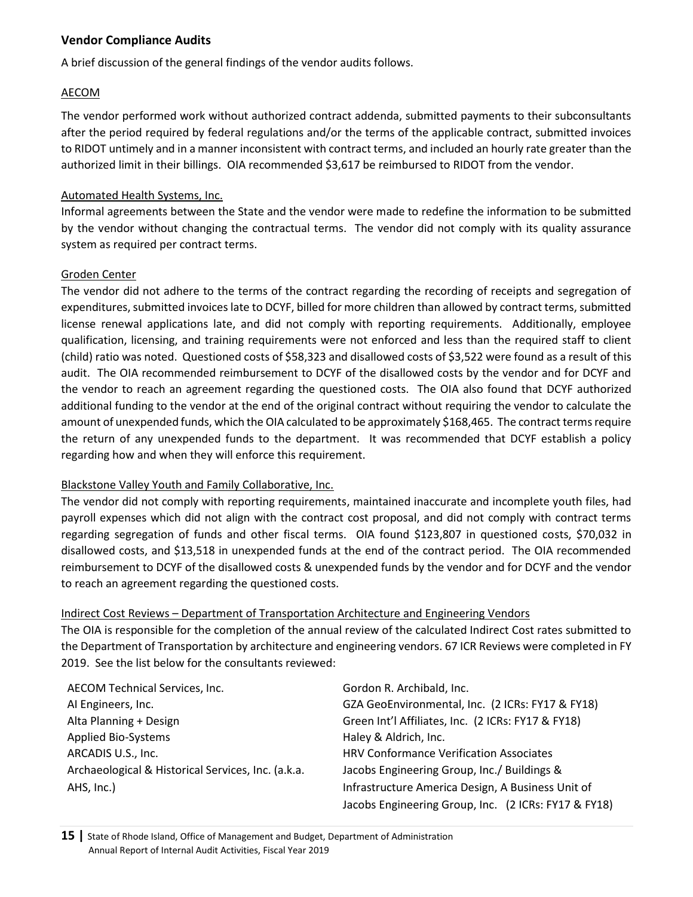### Vendor Compliance Audits

A brief discussion of the general findings of the vendor audits follows.

AECOM

The vendor performed work without authorized contract addenda, submitted payments to their subconsultants after the period required by federal regulations and/or the terms of the applicable contract, submitted invoices to RIDOT untimely and in a manner inconsistent with contract terms, and included an hourly rate greater than the authorized limit in their billings. OIA recommended $3,617 be reimbursed to RIDOT from the vendor.

Automated Health Systems, Inc.

Informal agreements between the State and the vendor were made to redefine the information to be submitted by the vendor without changing the contractual terms. The vendor did not comply with its quality assurance system as required per contract terms.

Groden Center

The vendor did not adhere to the terms of the contract regarding the recording of receipts and segregation of expenditures, submitted invoices late to DCYF, billed for more children than allowed by contract terms, submitted license renewal applications late, and did not comply with reporting requirements. Additionally, employee qualification, licensing, and training requirements were not enforced and less than the required staff to client (child) ratio was noted. Questioned costs of $58,323 and disallowed costs of $3,522 were found as a result of this audit. The OIA recommended reimbursement to DCYF of the disallowed costs by the vendor and for DCYF and the vendor to reach an agreement regarding the questioned costs. The OIA also found that DCYF authorized additional funding to the vendor at the end of the original contract without requiring the vendor to calculate the amount of unexpended funds, which the OIA calculated to be approximately $168,465. The contract terms require the return of any unexpended funds to the department. It was recommended that DCYF establish a policy regarding how and when they will enforce this requirement.

Blackstone Valley Youth and Family Collaborative, Inc.

The vendor did not comply with reporting requirements, maintained inaccurate and incomplete youth files, had payroll expenses which did not align with the contract cost proposal, and did not comply with contract terms regarding segregation of funds and other fiscal terms. OIA found $123,807 in questioned costs, $70,032 in disallowed costs, and $13,518 in unexpended funds at the end of the contract period. The OIA recommended reimbursement to DCYF of the disallowed costs & unexpended funds by the vendor and for DCYF and the vendor to reach an agreement regarding the questioned costs.

Indirect Cost Reviews – Department of Transportation Architecture and Engineering Vendors

The OIA is responsible for the completion of the annual review of the calculated Indirect Cost rates submitted to the Department of Transportation by architecture and engineering vendors. 67 ICR Reviews were completed in FY 2019. See the list below for the consultants reviewed:

- AECOM Technical Services, Inc.
- AI Engineers, Inc.
- Alta Planning + Design
- Applied Bio-Systems
- ARCADIS U.S., Inc.
- Archaeological & Historical Services, Inc. (a.k.a. AHS, Inc.)
- Gordon R. Archibald, Inc.
- GZA GeoEnvironmental, Inc. (2 ICRs: FY17 & FY18)
- Green Int'l Affiliates, Inc. (2 ICRs: FY17 & FY18)
- Haley & Aldrich, Inc.
- HRV Conformance Verification Associates
- Jacobs Engineering Group, Inc./ Buildings & Infrastructure America Design, A Business Unit of Jacobs Engineering Group, Inc. (2 ICRs: FY17 & FY18)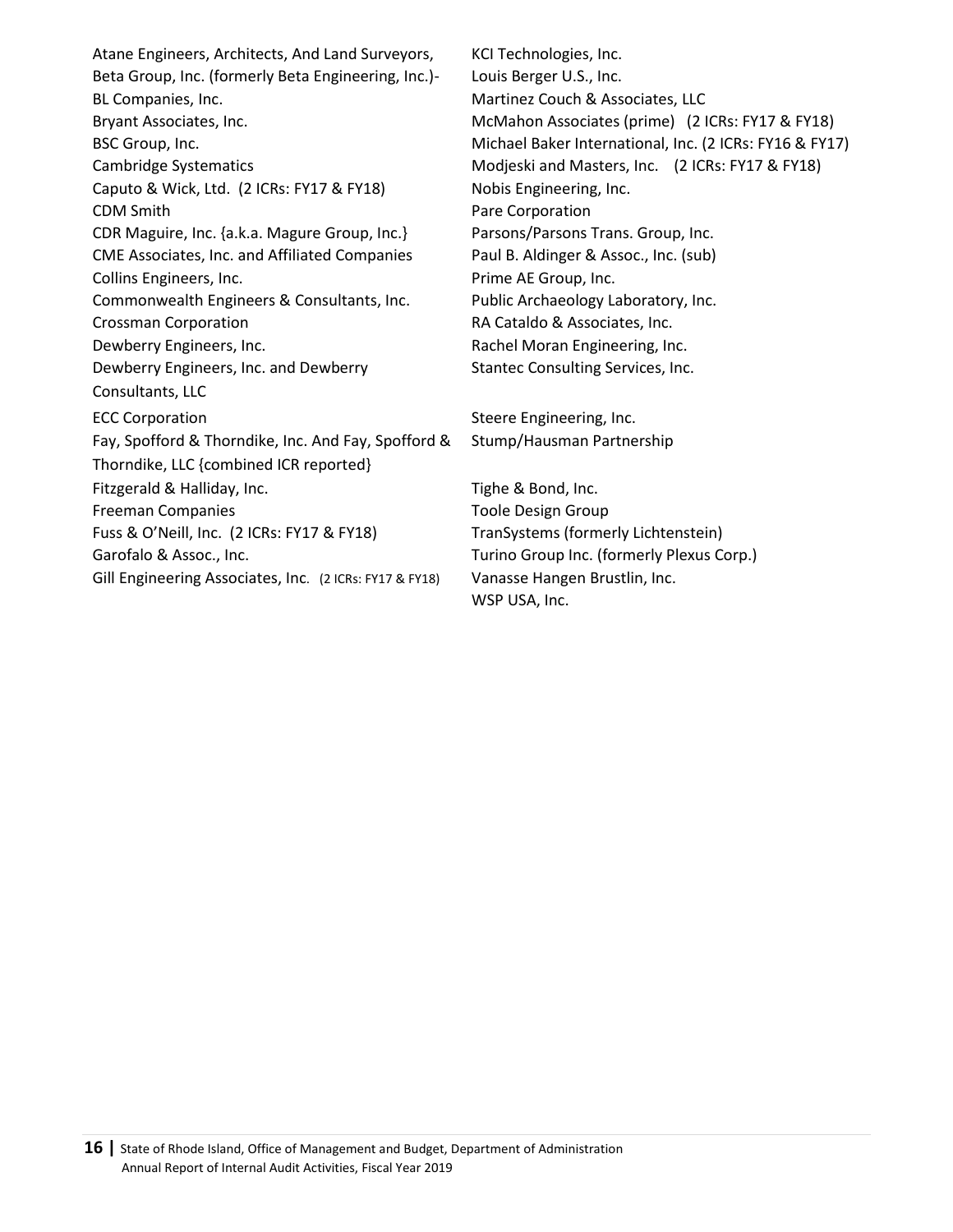Atane Engineers, Architects, And Land Surveyors,
Beta Group, Inc. (formerly Beta Engineering, Inc.)-
BL Companies, Inc.
Bryant Associates, Inc.
BSC Group, Inc.
Cambridge Systematics
Caputo & Wick, Ltd. (2 ICRs: FY17 & FY18)
CDM Smith
CDR Maguire, Inc. {a.k.a. Magure Group, Inc.}
CME Associates, Inc. and Affiliated Companies
Collins Engineers, Inc.
Commonwealth Engineers & Consultants, Inc.
Crossman Corporation
Dewberry Engineers, Inc.
Dewberry Engineers, Inc. and Dewberry Consultants, LLC
ECC Corporation
Fay, Spofford & Thorndike, Inc. And Fay, Spofford & Thorndike, LLC {combined ICR reported}
Fitzgerald & Halliday, Inc.
Freeman Companies
Fuss & O'Neill, Inc. (2 ICRs: FY17 & FY18)
Garofalo & Assoc., Inc.
Gill Engineering Associates, Inc. (2 ICRs: FY17 & FY18)
KCI Technologies, Inc.
Louis Berger U.S., Inc.
Martinez Couch & Associates, LLC
McMahon Associates (prime) (2 ICRs: FY17 & FY18)
Michael Baker International, Inc. (2 ICRs: FY16 & FY17)
Modjeski and Masters, Inc. (2 ICRs: FY17 & FY18)
Nobis Engineering, Inc.
Pare Corporation
Parsons/Parsons Trans. Group, Inc.
Paul B. Aldinger & Assoc., Inc. (sub)
Prime AE Group, Inc.
Public Archaeology Laboratory, Inc.
RA Cataldo & Associates, Inc.
Rachel Moran Engineering, Inc.
Stantec Consulting Services, Inc.
Steere Engineering, Inc.
Stump/Hausman Partnership
Tighe & Bond, Inc.
Toole Design Group
TranSystems (formerly Lichtenstein)
Turino Group Inc. (formerly Plexus Corp.)
Vanasse Hangen Brustlin, Inc.
WSP USA, Inc.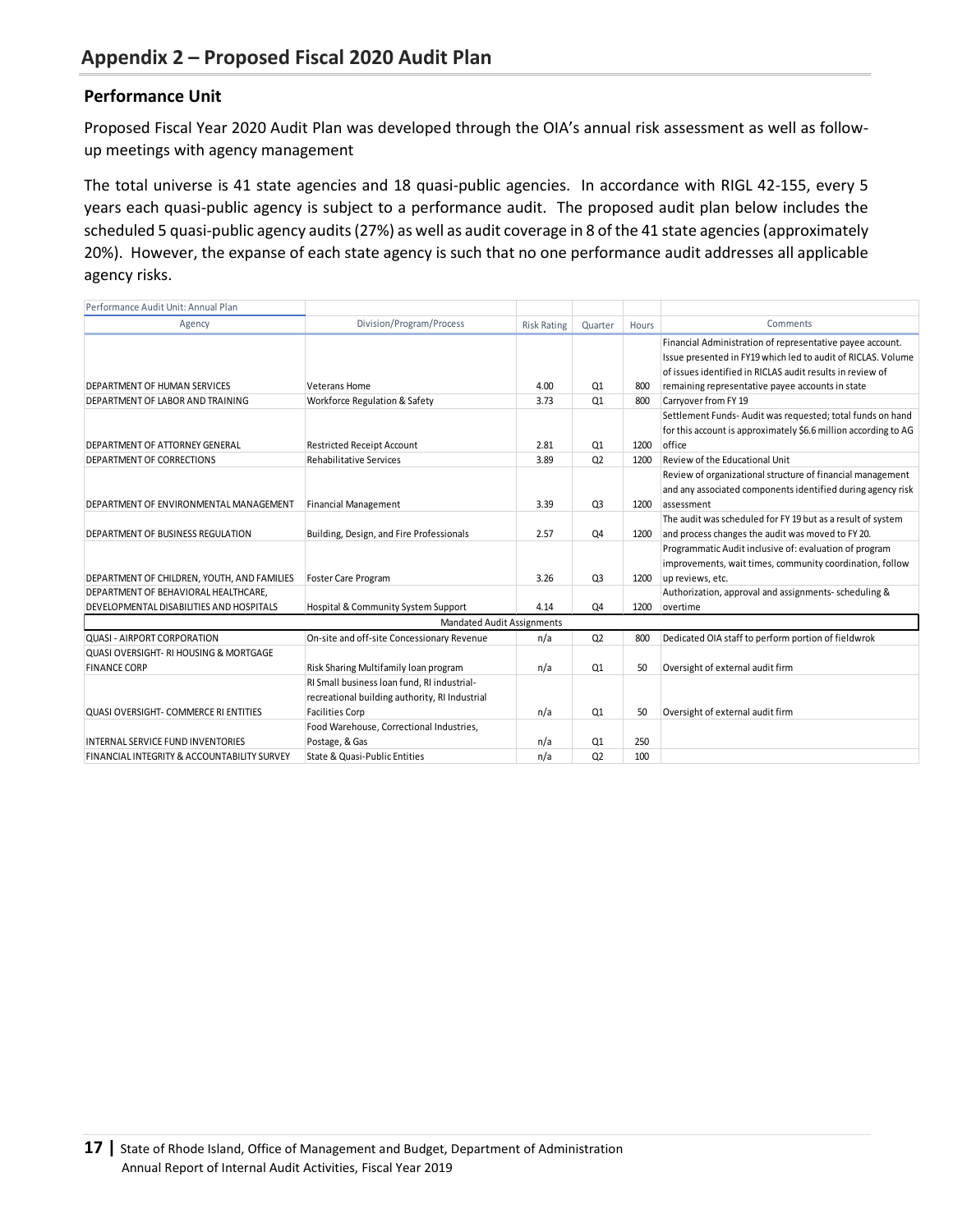## Appendix 2 – Proposed Fiscal 2020 Audit Plan

### Performance Unit

Proposed Fiscal Year 2020 Audit Plan was developed through the OIA's annual risk assessment as well as follow-up meetings with agency management

The total universe is 41 state agencies and 18 quasi-public agencies. In accordance with RIGL 42-155, every 5 years each quasi-public agency is subject to a performance audit. The proposed audit plan below includes the scheduled 5 quasi-public agency audits (27%) as well as audit coverage in 8 of the 41 state agencies (approximately 20%). However, the expanse of each state agency is such that no one performance audit addresses all applicable agency risks.

Performance Audit Unit: Annual Plan

| Agency | Division/Program/Process | Risk Rating | Quarter | Hours | Comments |
|---|---|---|---|---|---|
| DEPARTMENT OF HUMAN SERVICES | Veterans Home | 4.00 | Q1 | 800 | Financial Administration of representative payee account. Issue presented in FY19 which led to audit of RICLAS. Volume of issues identified in RICLAS audit results in review of remaining representative payee accounts in state |
| DEPARTMENT OF LABOR AND TRAINING | Workforce Regulation & Safety | 3.73 | Q1 | 800 | Carryover from FY 19 |
| DEPARTMENT OF ATTORNEY GENERAL | Restricted Receipt Account | 2.81 | Q1 | 1200 | Settlement Funds- Audit was requested; total funds on hand for this account is approximately $6.6 million according to AG office |
| DEPARTMENT OF CORRECTIONS | Rehabilitative Services | 3.89 | Q2 | 1200 | Review of the Educational Unit |
| DEPARTMENT OF ENVIRONMENTAL MANAGEMENT | Financial Management | 3.39 | Q3 | 1200 | Review of organizational structure of financial management and any associated components identified during agency risk assessment |
| DEPARTMENT OF BUSINESS REGULATION | Building, Design, and Fire Professionals | 2.57 | Q4 | 1200 | The audit was scheduled for FY 19 but as a result of system and process changes the audit was moved to FY 20. |
| DEPARTMENT OF CHILDREN, YOUTH, AND FAMILIES | Foster Care Program | 3.26 | Q3 | 1200 | Programmatic Audit inclusive of: evaluation of program improvements, wait times, community coordination, follow up reviews, etc. |
| DEPARTMENT OF BEHAVIORAL HEALTHCARE, DEVELOPMENTAL DISABILITIES AND HOSPITALS | Hospital & Community System Support | 4.14 | Q4 | 1200 | Authorization, approval and assignments- scheduling & overtime |
| Mandated Audit Assignments | | | | | |
| QUASI - AIRPORT CORPORATION | On-site and off-site Concessionary Revenue | n/a | Q2 | 800 | Dedicated OIA staff to perform portion of fieldwrok |
| QUASI OVERSIGHT- RI HOUSING & MORTGAGE FINANCE CORP | Risk Sharing Multifamily loan program | n/a | Q1 | 50 | Oversight of external audit firm |
| QUASI OVERSIGHT- COMMERCE RI ENTITIES | RI Small business loan fund, RI industrial-recreational building authority, RI Industrial Facilities Corp | n/a | Q1 | 50 | Oversight of external audit firm |
| INTERNAL SERVICE FUND INVENTORIES | Food Warehouse, Correctional Industries, Postage, & Gas | n/a | Q1 | 250 | |
| FINANCIAL INTEGRITY & ACCOUNTABILITY SURVEY | State & Quasi-Public Entities | n/a | Q2 | 100 | |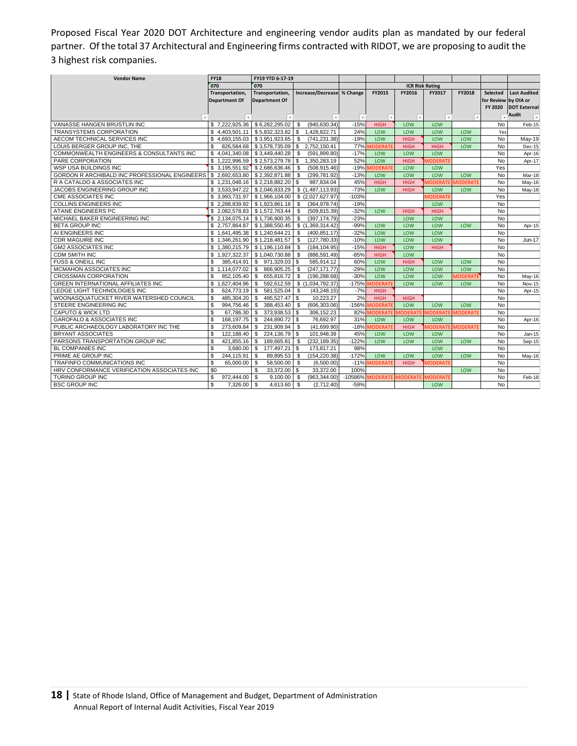Proposed Fiscal Year 2020 DOT Architecture and engineering vendor audits plan as mandated by our federal partner. Of the total 37 Architectural and Engineering firms contracted with RIDOT, we are proposing to audit the 3 highest risk companies.

| Vendor Name | FY18 | FY19 YTD 6-17-19 | | | ICR Risk Rating | | | | | |
|---|---|---|---|---|---|---|---|---|---|---|
| | 070 | 070 | | | | | | | | |
| | Transportation, Department Of | Transportation, Department Of | Increase/Decrease | % Change | FY2015 | FY2016 | FY2017 | FY2018 | Selected for Review FY 2020 | Last Audited by OIA or DOT External Audit |
| VANASSE HANGEN BRUSTLIN INC | $ 7,222,925.36 | $ 6,282,295.02 | $ (940,630.34) | -15% | HIGH | LOW | LOW | | No | Feb-15 |
| TRANSYSTEMS CORPORATION | $ 4,403,501.11 | $ 5,832,323.82 | $ 1,428,822.71 | 24% | LOW | LOW | LOW | LOW | Yes | |
| AECOM TECHNICAL SERVICES INC | $ 4,693,155.03 | $ 3,951,923.65 | $ (741,231.38) | -19% | LOW | HIGH | LOW | LOW | No | May-19 |
| LOUIS BERGER GROUP INC, THE | $ 826,584.68 | $ 3,578,735.09 | $ 2,752,150.41 | 77% | MODERATE | HIGH | HIGH | LOW | No | Dec-15 |
| COMMONWEALTH ENGINEERS & CONSULTANTS INC | $ 4,041,340.08 | $ 3,449,440.28 | $ (591,899.80) | -17% | LOW | LOW | LOW | | No | Apr-16 |
| PARE CORPORATION | $ 1,222,996.59 | $ 2,573,279.78 | $ 1,350,283.19 | 52% | LOW | HIGH | MODERATE | | No | Apr-17 |
| WSP USA BUILDINGS INC | $ 3,195,551.92 | $ 2,686,636.46 | $ (508,915.46) | -19% | MODERATE | LOW | LOW | | Yes | |
| GORDON R ARCHIBALD INC PROFESSIONAL ENGINEERS | $ 2,692,653.80 | $ 2,392,871.88 | $ (299,781.92) | -13% | LOW | LOW | LOW | LOW | No | Mar-18 |
| R A CATALDO & ASSOCIATES INC | $ 1,231,048.16 | $ 2,218,882.20 | $ 987,834.04 | 45% | HIGH | HIGH | MODERATE | MODERATE | No | May-16 |
| JACOBS ENGINEERING GROUP INC | $ 3,533,947.22 | $ 2,046,833.29 | $ (1,487,113.93) | -73% | LOW | HIGH | LOW | LOW | No | May-18 |
| CME ASSOCIATES INC | $ 3,993,731.97 | $ 1,966,104.00 | $ (2,027,627.97) | -103% | | | MODERATE | | Yes | |
| COLLINS ENGINEERS INC | $ 2,288,839.92 | $ 1,923,861.18 | $ (364,978.74) | -19% | | | LOW | | No | |
| ATANE ENGINEERS PC | $ 2,082,578.83 | $ 1,572,763.44 | $ (509,815.39) | -32% | LOW | HIGH | HIGH | | No | |
| MICHAEL BAKER ENGINEERING INC | $ 2,134,075.14 | $ 1,736,900.35 | $ (397,174.79) | -23% | | LOW | LOW | | No | |
| BETA GROUP INC | $ 2,757,864.87 | $ 1,388,550.45 | $ (1,369,314.42) | -99% | LOW | LOW | LOW | LOW | No | Apr-15 |
| AI ENGINEERS INC | $ 1,641,495.38 | $ 1,240,644.21 | $ (400,851.17) | -32% | LOW | LOW | LOW | | No | |
| CDR MAGUIRE INC | $ 1,346,261.90 | $ 1,218,481.57 | $ (127,780.33) | -10% | LOW | LOW | LOW | | No | Jun-17 |
| GM2 ASSOCIATES INC | $ 1,380,215.79 | $ 1,196,110.84 | $ (184,104.95) | -15% | HIGH | LOW | HIGH | | No | |
| CDM SMITH INC | $ 1,927,322.37 | $ 1,040,730.88 | $ (886,591.49) | -85% | HIGH | LOW | | | No | |
| FUSS & ONEILL INC | $ 385,414.91 | $ 971,329.03 | $ 585,914.12 | 60% | LOW | HIGH | LOW | LOW | No | |
| MCMAHON ASSOCIATES INC | $ 1,114,077.02 | $ 866,905.25 | $ (247,171.77) | -29% | LOW | LOW | LOW | LOW | No | |
| CROSSMAN CORPORATION | $ 852,105.40 | $ 655,816.72 | $ (196,288.68) | -30% | LOW | LOW | LOW | MODERATE | No | May-16 |
| GREEN INTERNATIONAL AFFILIATES INC | $ 1,627,404.96 | $ 592,612.59 | $ (1,034,792.37) | -175% | MODERATE | LOW | LOW | LOW | No | Nov-15 |
| LEDGE LIGHT TECHNOLOGIES INC | $ 624,773.19 | $ 581,525.04 | $ (43,248.15) | -7% | HIGH | | | | No | Apr-15 |
| WOONASQUATUCKET RIVER WATERSHED COUNCIL | $ 485,304.20 | $ 495,527.47 | $ 10,223.27 | 2% | HIGH | HIGH | | | No | |
| STEERE ENGINEERING INC | $ 994,756.46 | $ 388,453.40 | $ (606,303.06) | -156% | MODERATE | LOW | LOW | LOW | No | |
| CAPUTO & WICK LTD | $ 67,786.30 | $ 373,938.53 | $ 306,152.23 | 82% | MODERATE | MODERATE | MODERATE | MODERATE | No | |
| GAROFALO & ASSOCIATES INC | $ 168,197.75 | $ 244,890.72 | $ 76,692.97 | 31% | LOW | LOW | LOW | | No | Apr-16 |
| PUBLIC ARCHAEOLOGY LABORATORY INC THE | $ 273,609.84 | $ 231,909.94 | $ (41,699.90) | -18% | MODERATE | HIGH | MODERATE | MODERATE | No | |
| BRYANT ASSOCIATES | $ 122,188.40 | $ 224,136.79 | $ 101,948.39 | 45% | LOW | LOW | LOW | | No | Jan-15 |
| PARSONS TRANSPORTATION GROUP INC | $ 421,855.16 | $ 189,665.81 | $ (232,189.35) | -122% | LOW | LOW | LOW | LOW | No | Sep-15 |
| BL COMPANIES INC | $ 3,680.00 | $ 177,497.21 | $ 173,817.21 | 98% | | | LOW | | No | |
| PRIME AE GROUP INC | $ 244,115.91 | $ 89,895.53 | $ (154,220.38) | -172% | LOW | LOW | LOW | LOW | No | May-16 |
| TRAFINFO COMMUNICATIONS INC | $ 65,000.00 | $ 58,500.00 | $ (6,500.00) | -11% | MODERATE | HIGH | MODERATE | | No | |
| HRV CONFORMANCE VERIFICATION ASSOCIATES INC | $0 | $ 33,372.00 | $ 33,372.00 | 100% | | | | LOW | No | |
| TURINO GROUP INC | $ 972,444.00 | $ 9,100.00 | $ (963,344.00) | -10586% | MODERATE | MODERATE | MODERATE | | No | Feb-18 |
| BSC GROUP INC | $ 7,326.00 | $ 4,613.60 | $ (2,712.40) | -59% | | | LOW | | No | |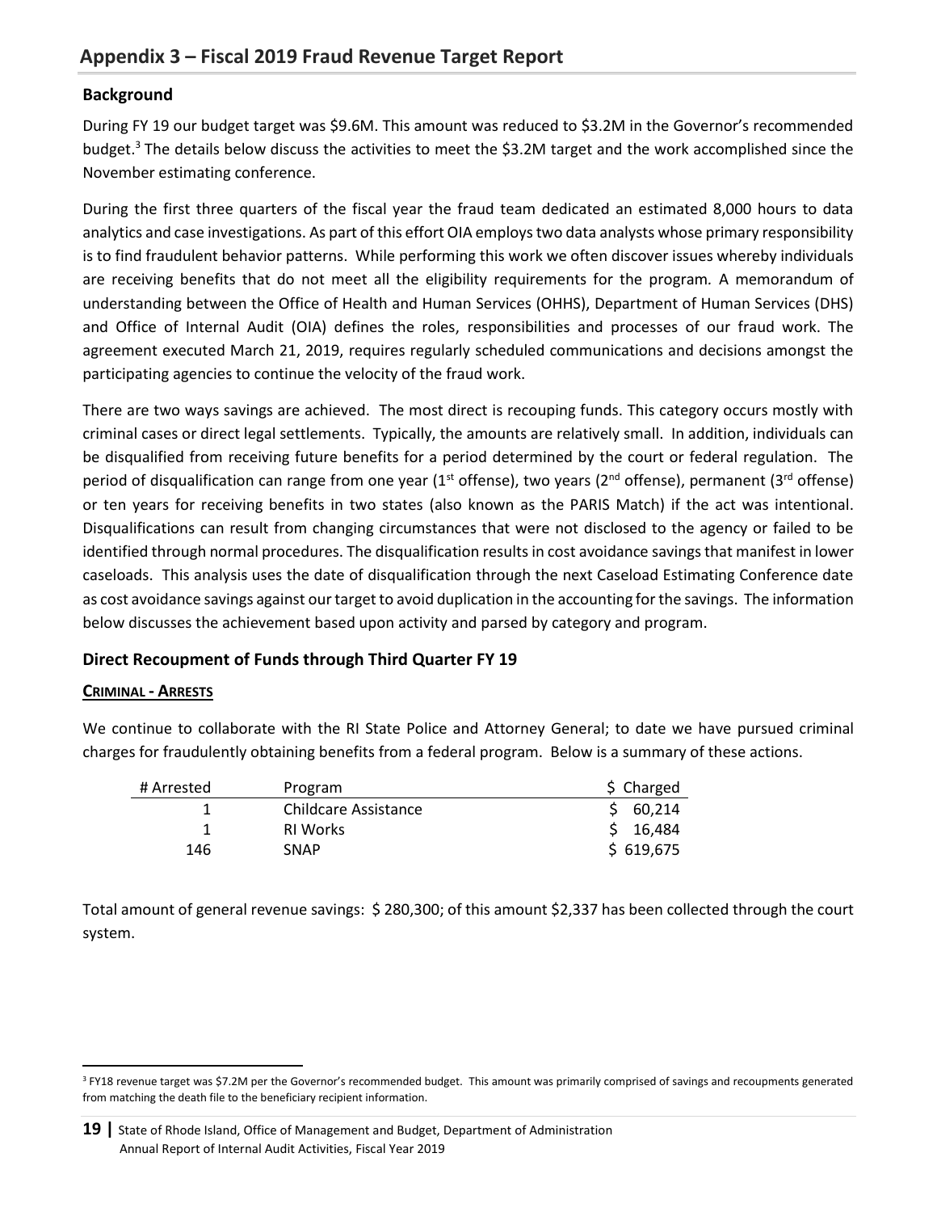## Appendix 3 – Fiscal 2019 Fraud Revenue Target Report

### Background

During FY 19 our budget target was $9.6M. This amount was reduced to $3.2M in the Governor's recommended budget.[3] The details below discuss the activities to meet the $3.2M target and the work accomplished since the November estimating conference.

During the first three quarters of the fiscal year the fraud team dedicated an estimated 8,000 hours to data analytics and case investigations. As part of this effort OIA employs two data analysts whose primary responsibility is to find fraudulent behavior patterns. While performing this work we often discover issues whereby individuals are receiving benefits that do not meet all the eligibility requirements for the program. A memorandum of understanding between the Office of Health and Human Services (OHHS), Department of Human Services (DHS) and Office of Internal Audit (OIA) defines the roles, responsibilities and processes of our fraud work. The agreement executed March 21, 2019, requires regularly scheduled communications and decisions amongst the participating agencies to continue the velocity of the fraud work.

There are two ways savings are achieved. The most direct is recouping funds. This category occurs mostly with criminal cases or direct legal settlements. Typically, the amounts are relatively small. In addition, individuals can be disqualified from receiving future benefits for a period determined by the court or federal regulation. The period of disqualification can range from one year (1st offense), two years (2nd offense), permanent (3rd offense) or ten years for receiving benefits in two states (also known as the PARIS Match) if the act was intentional. Disqualifications can result from changing circumstances that were not disclosed to the agency or failed to be identified through normal procedures. The disqualification results in cost avoidance savings that manifest in lower caseloads. This analysis uses the date of disqualification through the next Caseload Estimating Conference date as cost avoidance savings against our target to avoid duplication in the accounting for the savings. The information below discusses the achievement based upon activity and parsed by category and program.

### Direct Recoupment of Funds through Third Quarter FY 19

**CRIMINAL - ARRESTS**

We continue to collaborate with the RI State Police and Attorney General; to date we have pursued criminal charges for fraudulently obtaining benefits from a federal program. Below is a summary of these actions.

| # Arrested | Program | $ Charged |
|---|---|---|
| 1 | Childcare Assistance | $ 60,214 |
| 1 | RI Works | $ 16,484 |
| 146 | SNAP | $ 619,675 |

Total amount of general revenue savings: $ 280,300; of this amount $2,337 has been collected through the court system.

[3] FY18 revenue target was $7.2M per the Governor's recommended budget. This amount was primarily comprised of savings and recoupments generated from matching the death file to the beneficiary recipient information.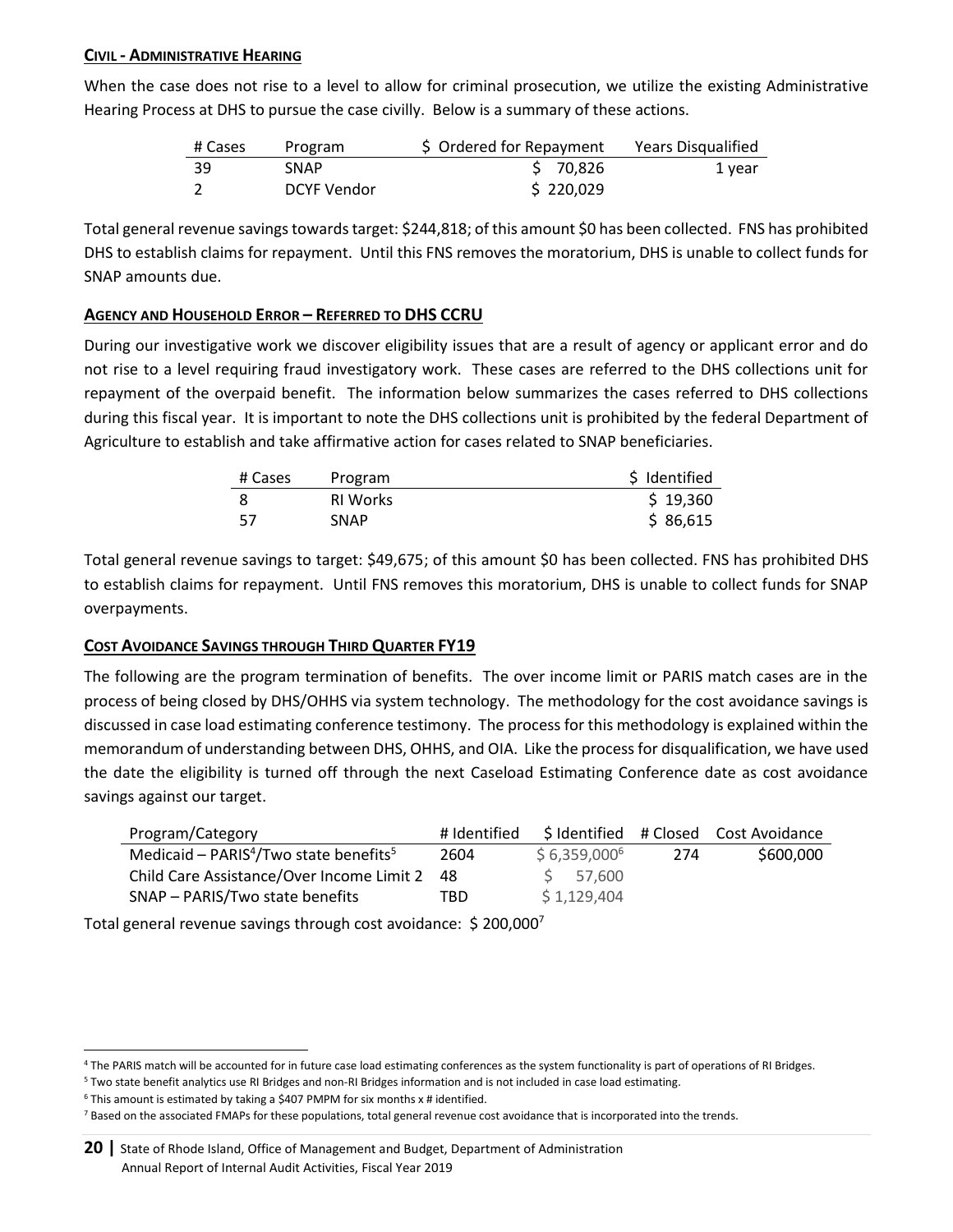### CIVIL - ADMINISTRATIVE HEARING

When the case does not rise to a level to allow for criminal prosecution, we utilize the existing Administrative Hearing Process at DHS to pursue the case civilly. Below is a summary of these actions.

| # Cases | Program | $ Ordered for Repayment | Years Disqualified |
|---|---|---|---|
| 39 | SNAP | $ 70,826 | 1 year |
| 2 | DCYF Vendor | $ 220,029 | |

Total general revenue savings towards target: $244,818; of this amount $0 has been collected. FNS has prohibited DHS to establish claims for repayment. Until this FNS removes the moratorium, DHS is unable to collect funds for SNAP amounts due.

### AGENCY AND HOUSEHOLD ERROR – REFERRED TO DHS CCRU

During our investigative work we discover eligibility issues that are a result of agency or applicant error and do not rise to a level requiring fraud investigatory work. These cases are referred to the DHS collections unit for repayment of the overpaid benefit. The information below summarizes the cases referred to DHS collections during this fiscal year. It is important to note the DHS collections unit is prohibited by the federal Department of Agriculture to establish and take affirmative action for cases related to SNAP beneficiaries.

| # Cases | Program | $ Identified |
|---|---|---|
| 8 | RI Works | $ 19,360 |
| 57 | SNAP | $ 86,615 |

Total general revenue savings to target: $49,675; of this amount $0 has been collected. FNS has prohibited DHS to establish claims for repayment. Until FNS removes this moratorium, DHS is unable to collect funds for SNAP overpayments.

### COST AVOIDANCE SAVINGS THROUGH THIRD QUARTER FY19

The following are the program termination of benefits. The over income limit or PARIS match cases are in the process of being closed by DHS/OHHS via system technology. The methodology for the cost avoidance savings is discussed in case load estimating conference testimony. The process for this methodology is explained within the memorandum of understanding between DHS, OHHS, and OIA. Like the process for disqualification, we have used the date the eligibility is turned off through the next Caseload Estimating Conference date as cost avoidance savings against our target.

| Program/Category | # Identified | $ Identified | # Closed | Cost Avoidance |
|---|---|---|---|---|
| Medicaid – PARIS[4]/Two state benefits[5] | 2604 | $ 6,359,000[6] | 274 | $600,000 |
| Child Care Assistance/Over Income Limit 2 | 48 | $ 57,600 | | |
| SNAP – PARIS/Two state benefits | TBD | $ 1,129,404 | | |

Total general revenue savings through cost avoidance: $ 200,000[7]

---

[4] The PARIS match will be accounted for in future case load estimating conferences as the system functionality is part of operations of RI Bridges.

[5] Two state benefit analytics use RI Bridges and non-RI Bridges information and is not included in case load estimating.

[6] This amount is estimated by taking a $407 PMPM for six months x # identified.

[7] Based on the associated FMAPs for these populations, total general revenue cost avoidance that is incorporated into the trends.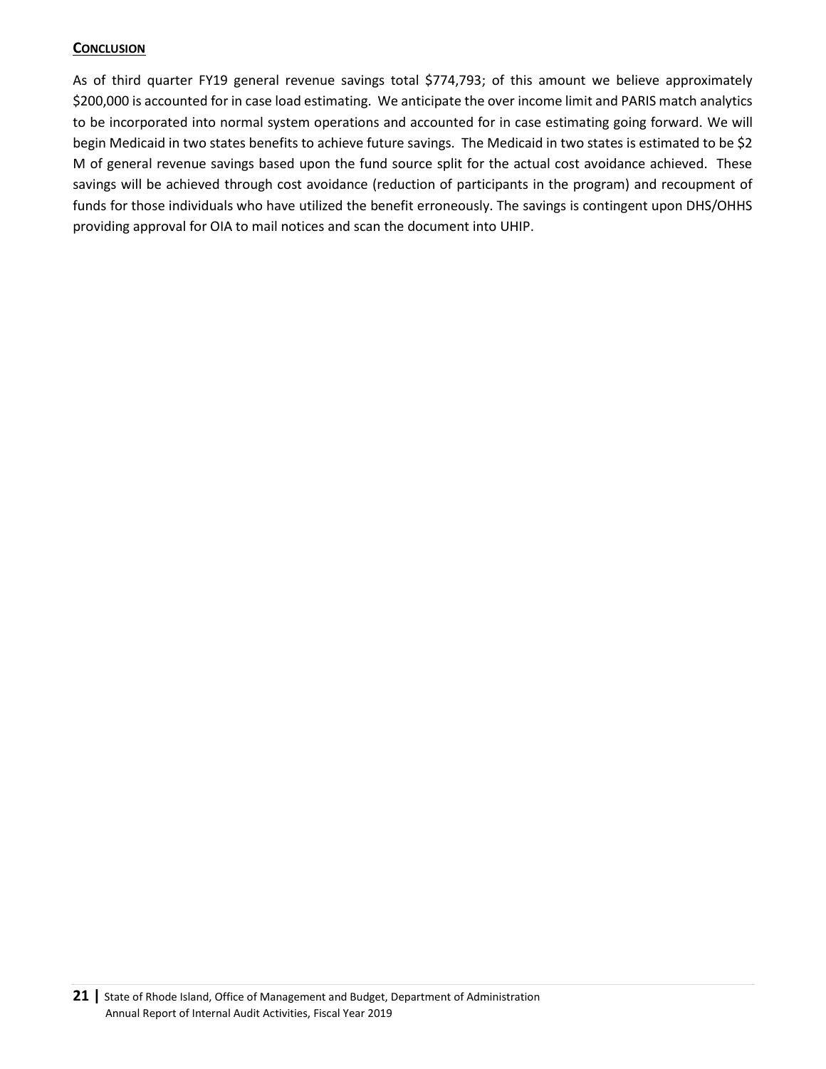## **CONCLUSION**

As of third quarter FY19 general revenue savings total $774,793; of this amount we believe approximately $200,000 is accounted for in case load estimating. We anticipate the over income limit and PARIS match analytics to be incorporated into normal system operations and accounted for in case estimating going forward. We will begin Medicaid in two states benefits to achieve future savings. The Medicaid in two states is estimated to be $2 M of general revenue savings based upon the fund source split for the actual cost avoidance achieved. These savings will be achieved through cost avoidance (reduction of participants in the program) and recoupment of funds for those individuals who have utilized the benefit erroneously. The savings is contingent upon DHS/OHHS providing approval for OIA to mail notices and scan the document into UHIP.